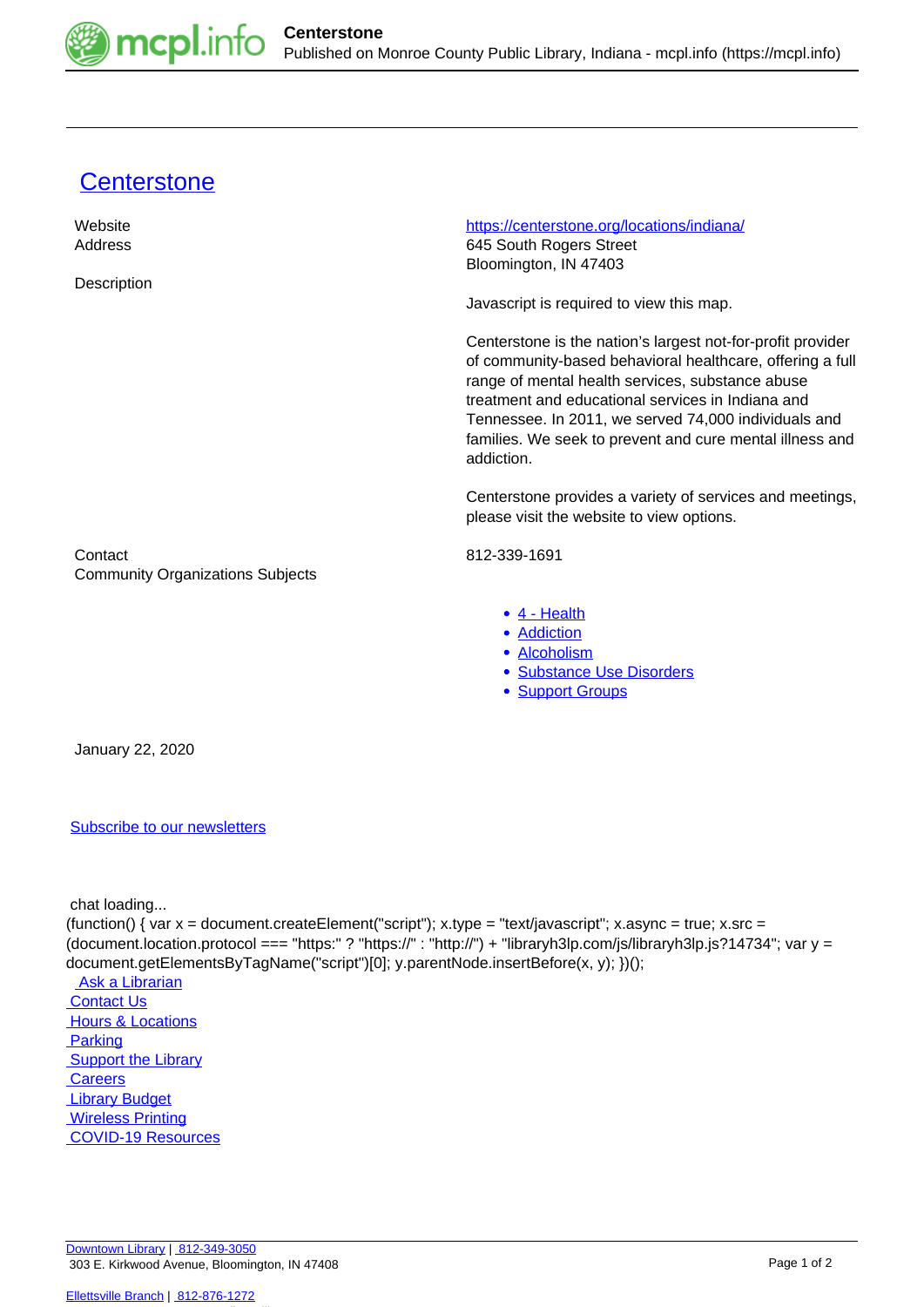# Centerstone

| | |
|---|---|
| Website | https://centerstone.org/locations/indiana/ |
| Address | 645 South Rogers Street<br>Bloomington, IN 47403 |
| Description | Javascript is required to view this map.<br><br>Centerstone is the nation's largest not-for-profit provider of community-based behavioral healthcare, offering a full range of mental health services, substance abuse treatment and educational services in Indiana and Tennessee. In 2011, we served 74,000 individuals and families. We seek to prevent and cure mental illness and addiction.<br><br>Centerstone provides a variety of services and meetings, please visit the website to view options. |
| Contact | 812-339-1691 |
| Community Organizations Subjects | |

- 4 - Health
- Addiction
- Alcoholism
- Substance Use Disorders
- Support Groups

January 22, 2020

Subscribe to our newsletters

chat loading...

```
(function() { var x = document.createElement("script"); x.type = "text/javascript"; x.async = true; x.src = (document.location.protocol === "https:" ? "https://" : "http://") + "libraryh3lp.com/js/libraryh3lp.js?14734"; var y = document.getElementsByTagName("script")[0]; y.parentNode.insertBefore(x, y); })();
```

Ask a Librarian
Contact Us
Hours & Locations
Parking
Support the Library
Careers
Library Budget
Wireless Printing
COVID-19 Resources

Downtown Library | 812-349-3050
303 E. Kirkwood Avenue, Bloomington, IN 47408

Ellettsville Branch | 812-876-1272